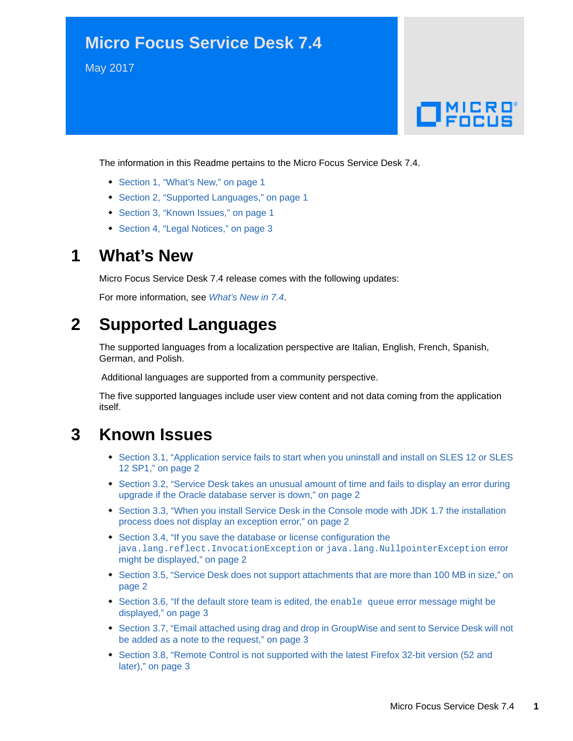# Micro Focus Service Desk 7.4

May 2017

The information in this Readme pertains to the Micro Focus Service Desk 7.4.

- Section 1, "What's New," on page 1
- Section 2, "Supported Languages," on page 1
- Section 3, "Known Issues," on page 1
- Section 4, "Legal Notices," on page 3

## 1 What's New

Micro Focus Service Desk 7.4 release comes with the following updates:

For more information, see *What's New in 7.4*.

## 2 Supported Languages

The supported languages from a localization perspective are Italian, English, French, Spanish, German, and Polish.

Additional languages are supported from a community perspective.

The five supported languages include user view content and not data coming from the application itself.

## 3 Known Issues

- Section 3.1, "Application service fails to start when you uninstall and install on SLES 12 or SLES 12 SP1," on page 2
- Section 3.2, "Service Desk takes an unusual amount of time and fails to display an error during upgrade if the Oracle database server is down," on page 2
- Section 3.3, "When you install Service Desk in the Console mode with JDK 1.7 the installation process does not display an exception error," on page 2
- Section 3.4, "If you save the database or license configuration the `java.lang.reflect.InvocationException` or `java.lang.NullpointerException` error might be displayed," on page 2
- Section 3.5, "Service Desk does not support attachments that are more than 100 MB in size," on page 2
- Section 3.6, "If the default store team is edited, the `enable queue` error message might be displayed," on page 3
- Section 3.7, "Email attached using drag and drop in GroupWise and sent to Service Desk will not be added as a note to the request," on page 3
- Section 3.8, "Remote Control is not supported with the latest Firefox 32-bit version (52 and later)," on page 3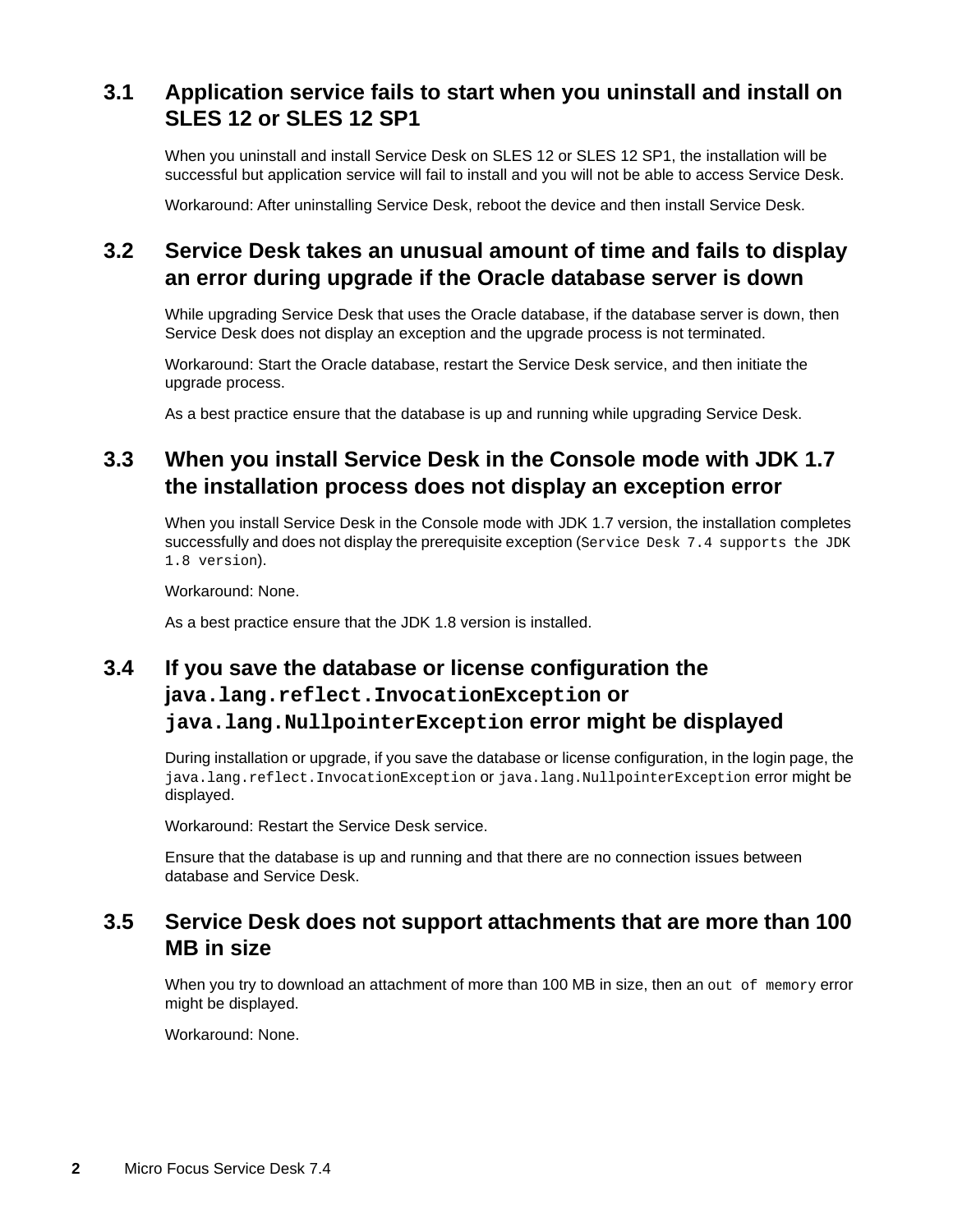## 3.1 Application service fails to start when you uninstall and install on SLES 12 or SLES 12 SP1

When you uninstall and install Service Desk on SLES 12 or SLES 12 SP1, the installation will be successful but application service will fail to install and you will not be able to access Service Desk.

Workaround: After uninstalling Service Desk, reboot the device and then install Service Desk.

## 3.2 Service Desk takes an unusual amount of time and fails to display an error during upgrade if the Oracle database server is down

While upgrading Service Desk that uses the Oracle database, if the database server is down, then Service Desk does not display an exception and the upgrade process is not terminated.

Workaround: Start the Oracle database, restart the Service Desk service, and then initiate the upgrade process.

As a best practice ensure that the database is up and running while upgrading Service Desk.

## 3.3 When you install Service Desk in the Console mode with JDK 1.7 the installation process does not display an exception error

When you install Service Desk in the Console mode with JDK 1.7 version, the installation completes successfully and does not display the prerequisite exception (`Service Desk 7.4 supports the JDK 1.8 version`).

Workaround: None.

As a best practice ensure that the JDK 1.8 version is installed.

## 3.4 If you save the database or license configuration the `java.lang.reflect.InvocationException` or `java.lang.NullpointerException` error might be displayed

During installation or upgrade, if you save the database or license configuration, in the login page, the `java.lang.reflect.InvocationException` or `java.lang.NullpointerException` error might be displayed.

Workaround: Restart the Service Desk service.

Ensure that the database is up and running and that there are no connection issues between database and Service Desk.

## 3.5 Service Desk does not support attachments that are more than 100 MB in size

When you try to download an attachment of more than 100 MB in size, then an `out of memory` error might be displayed.

Workaround: None.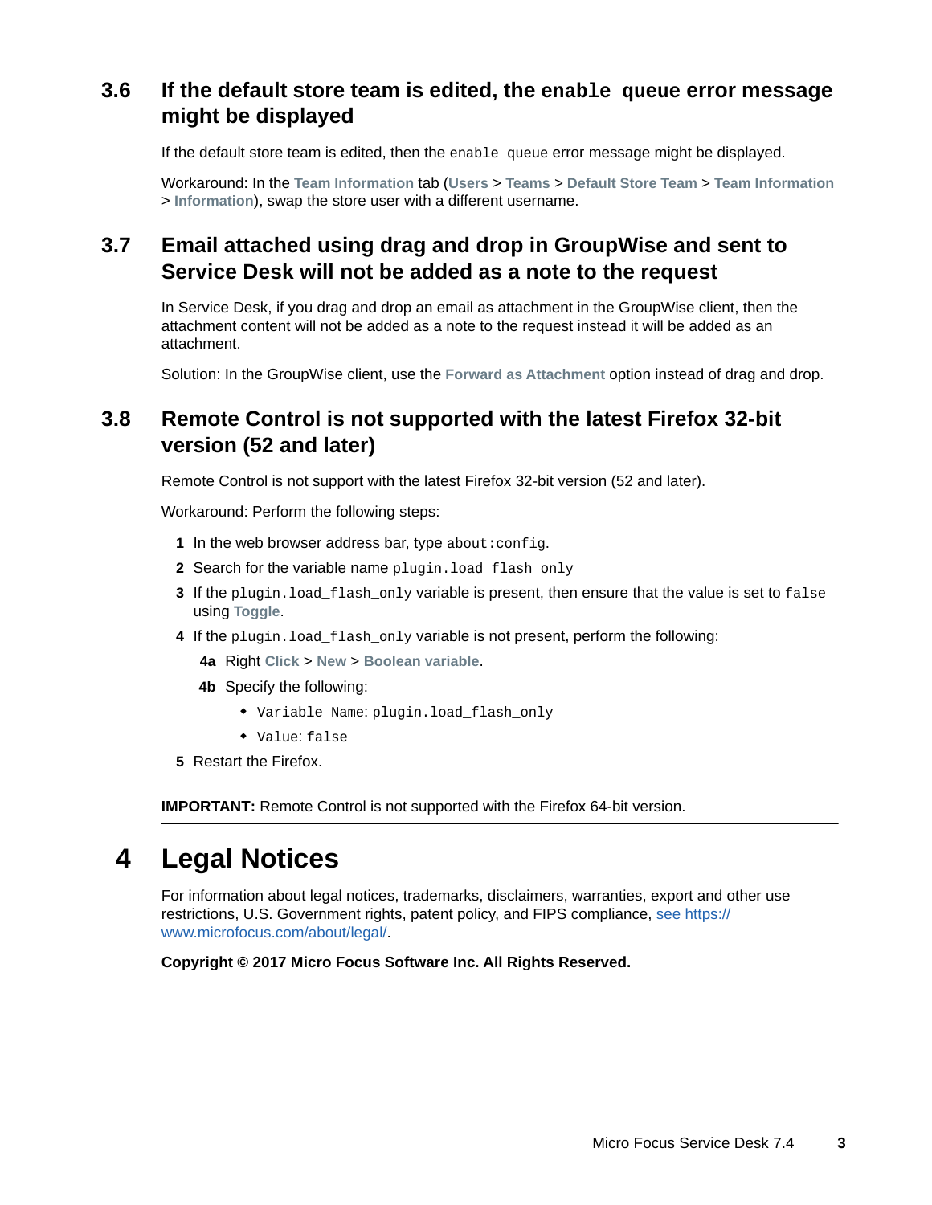### 3.6 If the default store team is edited, the `enable queue` error message might be displayed

If the default store team is edited, then the `enable queue` error message might be displayed.

Workaround: In the **Team Information** tab (**Users** > **Teams** > **Default Store Team** > **Team Information** > **Information**), swap the store user with a different username.

### 3.7 Email attached using drag and drop in GroupWise and sent to Service Desk will not be added as a note to the request

In Service Desk, if you drag and drop an email as attachment in the GroupWise client, then the attachment content will not be added as a note to the request instead it will be added as an attachment.

Solution: In the GroupWise client, use the **Forward as Attachment** option instead of drag and drop.

### 3.8 Remote Control is not supported with the latest Firefox 32-bit version (52 and later)

Remote Control is not support with the latest Firefox 32-bit version (52 and later).

Workaround: Perform the following steps:

1. In the web browser address bar, type `about:config`.
2. Search for the variable name `plugin.load_flash_only`
3. If the `plugin.load_flash_only` variable is present, then ensure that the value is set to `false` using **Toggle**.
4. If the `plugin.load_flash_only` variable is not present, perform the following:
   - **4a** Right **Click** > **New** > **Boolean variable**.
   - **4b** Specify the following:
     - `Variable Name`: `plugin.load_flash_only`
     - `Value`: `false`
5. Restart the Firefox.

---

**IMPORTANT:** Remote Control is not supported with the Firefox 64-bit version.

---

## 4 Legal Notices

For information about legal notices, trademarks, disclaimers, warranties, export and other use restrictions, U.S. Government rights, patent policy, and FIPS compliance, see https://www.microfocus.com/about/legal/.

**Copyright © 2017 Micro Focus Software Inc. All Rights Reserved.**